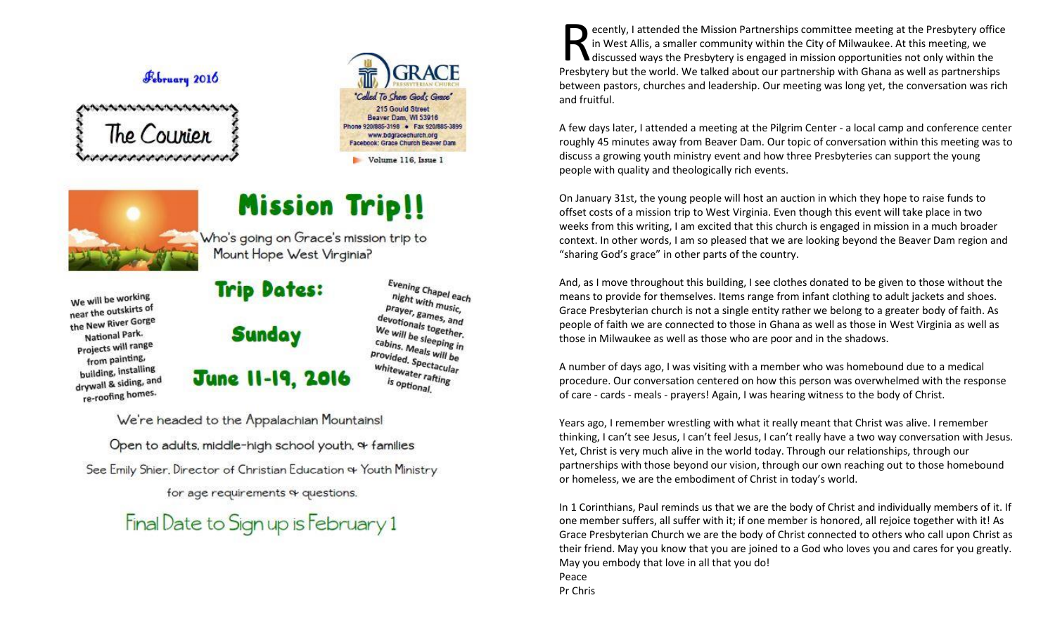February 2016

# The Courier

**GRACE** PRESBYTERIAN CHURCH

*"Called To Share God's Grace"*

215 Gould Street
Beaver Dam, WI 53916
Phone 920/885-3198 • Fax 920/885-3899
www.bdgracechurch.org
Facebook: Grace Church Beaver Dam

Volume 116, Issue 1

# Mission Trip!!

Who's going on Grace's mission trip to Mount Hope West Virginia?

## Trip Dates:

## Sunday

## June 11-19, 2016

We will be working near the outskirts of the New River Gorge National Park. Projects will range from painting, building, installing drywall & siding, and re-roofing homes.

Evening Chapel each night with music, prayer, games, and devotionals together. We will be sleeping in cabins. Meals will be provided. Spectacular whitewater rafting is optional.

We're headed to the Appalachian Mountains!

Open to adults, middle-high school youth, & families

See Emily Shier, Director of Christian Education & Youth Ministry

for age requirements & questions.

Final Date to Sign up is February 1

Recently, I attended the Mission Partnerships committee meeting at the Presbytery office in West Allis, a smaller community within the City of Milwaukee. At this meeting, we discussed ways the Presbytery is engaged in mission opportunities not only within the Presbytery but the world. We talked about our partnership with Ghana as well as partnerships between pastors, churches and leadership. Our meeting was long yet, the conversation was rich and fruitful.

A few days later, I attended a meeting at the Pilgrim Center - a local camp and conference center roughly 45 minutes away from Beaver Dam. Our topic of conversation within this meeting was to discuss a growing youth ministry event and how three Presbyteries can support the young people with quality and theologically rich events.

On January 31st, the young people will host an auction in which they hope to raise funds to offset costs of a mission trip to West Virginia. Even though this event will take place in two weeks from this writing, I am excited that this church is engaged in mission in a much broader context. In other words, I am so pleased that we are looking beyond the Beaver Dam region and "sharing God's grace" in other parts of the country.

And, as I move throughout this building, I see clothes donated to be given to those without the means to provide for themselves. Items range from infant clothing to adult jackets and shoes. Grace Presbyterian church is not a single entity rather we belong to a greater body of faith. As people of faith we are connected to those in Ghana as well as those in West Virginia as well as those in Milwaukee as well as those who are poor and in the shadows.

A number of days ago, I was visiting with a member who was homebound due to a medical procedure. Our conversation centered on how this person was overwhelmed with the response of care - cards - meals - prayers! Again, I was hearing witness to the body of Christ.

Years ago, I remember wrestling with what it really meant that Christ was alive. I remember thinking, I can't see Jesus, I can't feel Jesus, I can't really have a two way conversation with Jesus. Yet, Christ is very much alive in the world today. Through our relationships, through our partnerships with those beyond our vision, through our own reaching out to those homebound or homeless, we are the embodiment of Christ in today's world.

In 1 Corinthians, Paul reminds us that we are the body of Christ and individually members of it. If one member suffers, all suffer with it; if one member is honored, all rejoice together with it! As Grace Presbyterian Church we are the body of Christ connected to others who call upon Christ as their friend. May you know that you are joined to a God who loves you and cares for you greatly. May you embody that love in all that you do!

Peace
Pr Chris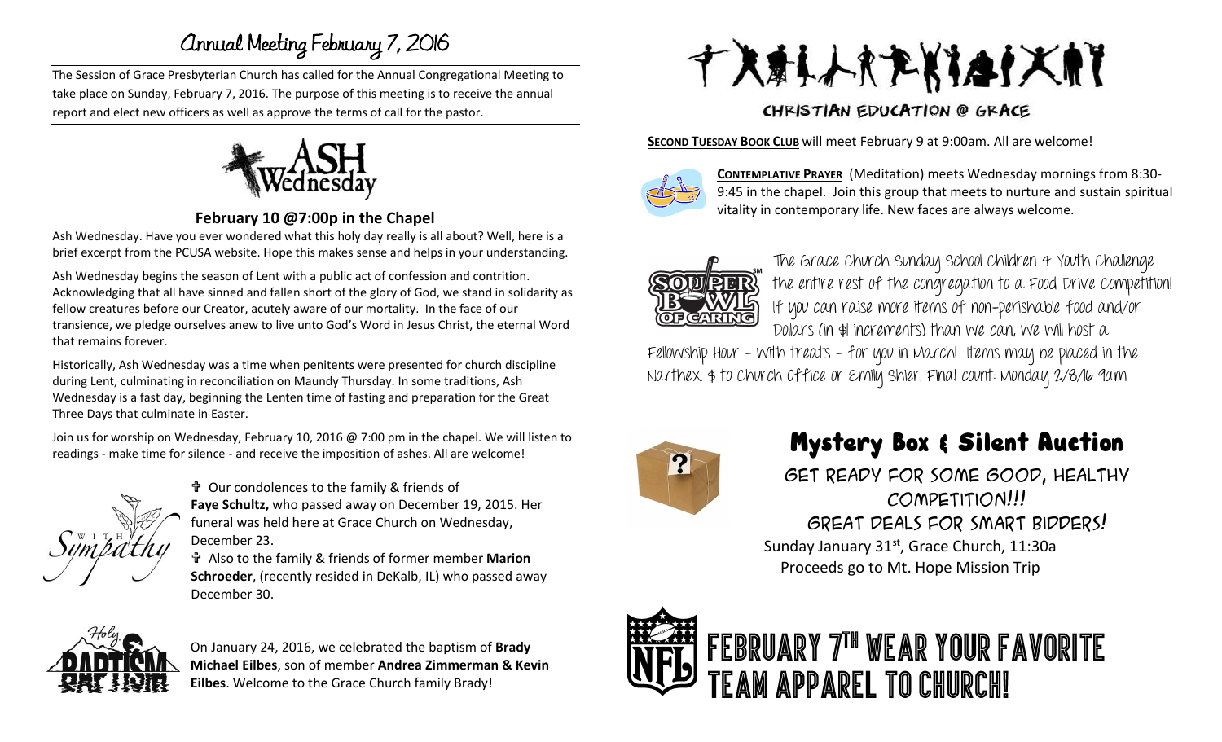# Annual Meeting February 7, 2016

The Session of Grace Presbyterian Church has called for the Annual Congregational Meeting to take place on Sunday, February 7, 2016. The purpose of this meeting is to receive the annual report and elect new officers as well as approve the terms of call for the pastor.

## Ash Wednesday

### February 10 @7:00p in the Chapel

Ash Wednesday. Have you ever wondered what this holy day really is all about? Well, here is a brief excerpt from the PCUSA website. Hope this makes sense and helps in your understanding.

Ash Wednesday begins the season of Lent with a public act of confession and contrition. Acknowledging that all have sinned and fallen short of the glory of God, we stand in solidarity as fellow creatures before our Creator, acutely aware of our mortality. In the face of our transience, we pledge ourselves anew to live unto God's Word in Jesus Christ, the eternal Word that remains forever.

Historically, Ash Wednesday was a time when penitents were presented for church discipline during Lent, culminating in reconciliation on Maundy Thursday. In some traditions, Ash Wednesday is a fast day, beginning the Lenten time of fasting and preparation for the Great Three Days that culminate in Easter.

Join us for worship on Wednesday, February 10, 2016 @ 7:00 pm in the chapel. We will listen to readings - make time for silence - and receive the imposition of ashes. All are welcome!

## With Sympathy

✞ Our condolences to the family & friends of **Faye Schultz,** who passed away on December 19, 2015. Her funeral was held here at Grace Church on Wednesday, December 23.

✞ Also to the family & friends of former member **Marion Schroeder**, (recently resided in DeKalb, IL) who passed away December 30.

## Holy Baptism

On January 24, 2016, we celebrated the baptism of **Brady Michael Eilbes**, son of member **Andrea Zimmerman & Kevin Eilbes**. Welcome to the Grace Church family Brady!

## CHRISTIAN EDUCATION @ GRACE

**SECOND TUESDAY BOOK CLUB** will meet February 9 at 9:00am. All are welcome!

**CONTEMPLATIVE PRAYER** (Meditation) meets Wednesday mornings from 8:30-9:45 in the chapel. Join this group that meets to nurture and sustain spiritual vitality in contemporary life. New faces are always welcome.

## Souper Bowl of Caring

The Grace Church Sunday School Children & Youth Challenge the entire rest of the congregation to a Food Drive Competition! If you can raise more items of non-perishable food and/or Dollars (in $1 increments) than we can, we will host a Fellowship Hour – with treats – for you in March! Items may be placed in the Narthex. $ to Church Office or Emily Shier. Final count: Monday 2/8/16 9am

## Mystery Box & Silent Auction

GET READY FOR SOME GOOD, HEALTHY COMPETITION!!!

GREAT DEALS FOR SMART BIDDERS!

Sunday January 31st, Grace Church, 11:30a

Proceeds go to Mt. Hope Mission Trip

## FEBRUARY 7TH WEAR YOUR FAVORITE TEAM APPAREL TO CHURCH!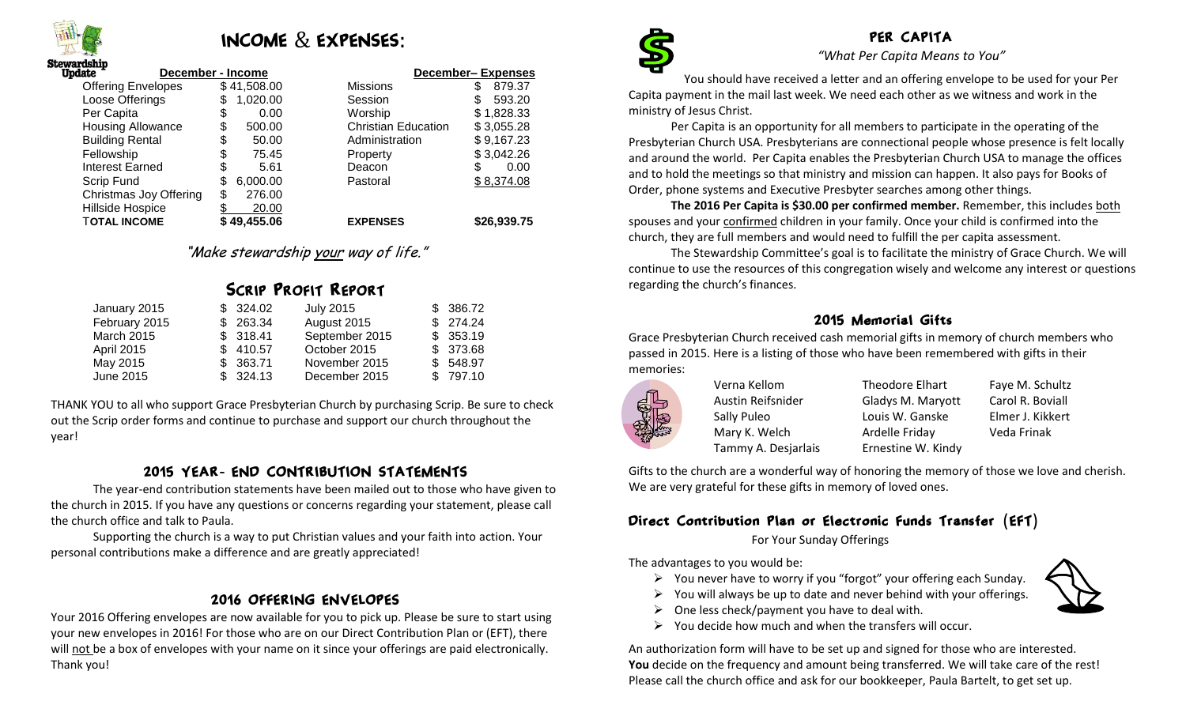Stewardship Update

# INCOME & EXPENSES:

| December - Income | | December– Expenses | |
|---|---|---|---|
| Offering Envelopes | $ 41,508.00 | Missions | $ 879.37 |
| Loose Offerings | $ 1,020.00 | Session | $ 593.20 |
| Per Capita | $ 0.00 | Worship | $ 1,828.33 |
| Housing Allowance | $ 500.00 | Christian Education | $ 3,055.28 |
| Building Rental | $ 50.00 | Administration | $ 9,167.23 |
| Fellowship | $ 75.45 | Property | $ 3,042.26 |
| Interest Earned | $ 5.61 | Deacon | $ 0.00 |
| Scrip Fund | $ 6,000.00 | Pastoral | $ 8,374.08 |
| Christmas Joy Offering | $ 276.00 | | |
| Hillside Hospice | $ 20.00 | | |
| **TOTAL INCOME** | **$ 49,455.06** | **EXPENSES** | **$26,939.75** |

*"Make stewardship your way of life."*

## SCRIP PROFIT REPORT

| | | | |
|---|---|---|---|
| January 2015 | $ 324.02 | July 2015 | $ 386.72 |
| February 2015 | $ 263.34 | August 2015 | $ 274.24 |
| March 2015 | $ 318.41 | September 2015 | $ 353.19 |
| April 2015 | $ 410.57 | October 2015 | $ 373.68 |
| May 2015 | $ 363.71 | November 2015 | $ 548.97 |
| June 2015 | $ 324.13 | December 2015 | $ 797.10 |

THANK YOU to all who support Grace Presbyterian Church by purchasing Scrip. Be sure to check out the Scrip order forms and continue to purchase and support our church throughout the year!

## 2015 YEAR- END CONTRIBUTION STATEMENTS

The year-end contribution statements have been mailed out to those who have given to the church in 2015. If you have any questions or concerns regarding your statement, please call the church office and talk to Paula.

Supporting the church is a way to put Christian values and your faith into action. Your personal contributions make a difference and are greatly appreciated!

## 2016 OFFERING ENVELOPES

Your 2016 Offering envelopes are now available for you to pick up. Please be sure to start using your new envelopes in 2016! For those who are on our Direct Contribution Plan or (EFT), there will not be a box of envelopes with your name on it since your offerings are paid electronically. Thank you!

## PER CAPITA

*"What Per Capita Means to You"*

You should have received a letter and an offering envelope to be used for your Per Capita payment in the mail last week. We need each other as we witness and work in the ministry of Jesus Christ.

Per Capita is an opportunity for all members to participate in the operating of the Presbyterian Church USA. Presbyterians are connectional people whose presence is felt locally and around the world. Per Capita enables the Presbyterian Church USA to manage the offices and to hold the meetings so that ministry and mission can happen. It also pays for Books of Order, phone systems and Executive Presbyter searches among other things.

**The 2016 Per Capita is $30.00 per confirmed member.** Remember, this includes both spouses and your confirmed children in your family. Once your child is confirmed into the church, they are full members and would need to fulfill the per capita assessment.

The Stewardship Committee's goal is to facilitate the ministry of Grace Church. We will continue to use the resources of this congregation wisely and welcome any interest or questions regarding the church's finances.

## 2015 Memorial Gifts

Grace Presbyterian Church received cash memorial gifts in memory of church members who passed in 2015. Here is a listing of those who have been remembered with gifts in their memories:

| | | |
|---|---|---|
| Verna Kellom | Theodore Elhart | Faye M. Schultz |
| Austin Reifsnider | Gladys M. Maryott | Carol R. Boviall |
| Sally Puleo | Louis W. Ganske | Elmer J. Kikkert |
| Mary K. Welch | Ardelle Friday | Veda Frinak |
| Tammy A. Desjarlais | Ernestine W. Kindy | |

Gifts to the church are a wonderful way of honoring the memory of those we love and cherish. We are very grateful for these gifts in memory of loved ones.

## Direct Contribution Plan or Electronic Funds Transfer (EFT)

For Your Sunday Offerings

The advantages to you would be:

- You never have to worry if you "forgot" your offering each Sunday.
- You will always be up to date and never behind with your offerings.
- One less check/payment you have to deal with.
- You decide how much and when the transfers will occur.

An authorization form will have to be set up and signed for those who are interested. **You** decide on the frequency and amount being transferred. We will take care of the rest! Please call the church office and ask for our bookkeeper, Paula Bartelt, to get set up.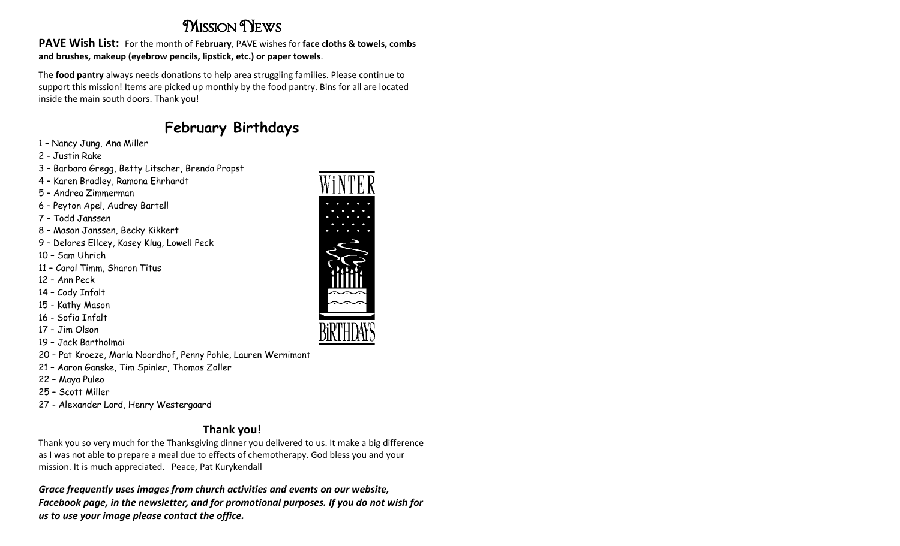# Mission News

**PAVE Wish List:** For the month of **February**, PAVE wishes for **face cloths & towels, combs and brushes, makeup (eyebrow pencils, lipstick, etc.) or paper towels**.

The **food pantry** always needs donations to help area struggling families. Please continue to support this mission! Items are picked up monthly by the food pantry. Bins for all are located inside the main south doors. Thank you!

## February Birthdays

1 – Nancy Jung, Ana Miller
2 - Justin Rake
3 – Barbara Gregg, Betty Litscher, Brenda Propst
4 – Karen Bradley, Ramona Ehrhardt
5 – Andrea Zimmerman
6 – Peyton Apel, Audrey Bartell
7 – Todd Janssen
8 – Mason Janssen, Becky Kikkert
9 – Delores Ellcey, Kasey Klug, Lowell Peck
10 – Sam Uhrich
11 – Carol Timm, Sharon Titus
12 – Ann Peck
14 – Cody Infalt
15 - Kathy Mason
16 - Sofia Infalt
17 – Jim Olson
19 – Jack Bartholmai
20 – Pat Kroeze, Marla Noordhof, Penny Pohle, Lauren Wernimont
21 – Aaron Ganske, Tim Spinler, Thomas Zoller
22 – Maya Puleo
25 – Scott Miller
27 - Alexander Lord, Henry Westergaard

### Thank you!

Thank you so very much for the Thanksgiving dinner you delivered to us. It make a big difference as I was not able to prepare a meal due to effects of chemotherapy. God bless you and your mission. It is much appreciated. Peace, Pat Kurykendall

***Grace frequently uses images from church activities and events on our website, Facebook page, in the newsletter, and for promotional purposes. If you do not wish for us to use your image please contact the office.***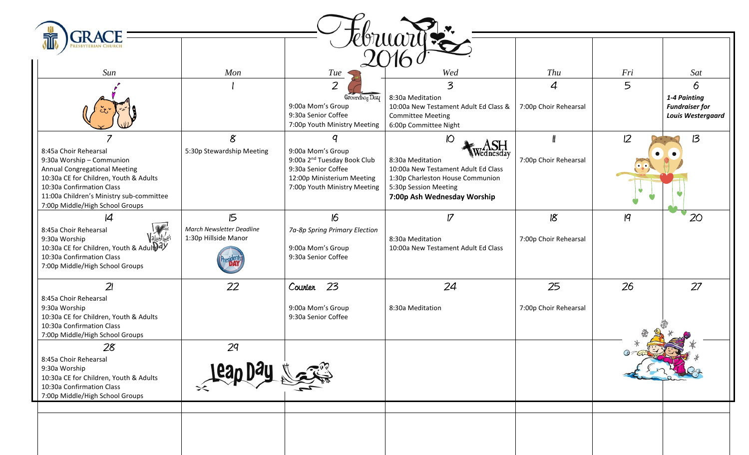# February 2016

GRACE PRESBYTERIAN CHURCH

| Sun | Mon | Tue | Wed | Thu | Fri | Sat |
|---|---|---|---|---|---|---|
| | 1 | 2 Groundhog Day<br>9:00a Mom's Group<br>9:30a Senior Coffee<br>7:00p Youth Ministry Meeting | 3<br>8:30a Meditation<br>10:00a New Testament Adult Ed Class & Committee Meeting<br>6:00p Committee Night | 4<br>7:00p Choir Rehearsal | 5 | 6<br>***1-4 Painting Fundraiser for Louis Westergaard*** |
| 7<br>8:45a Choir Rehearsal<br>9:30a Worship – Communion<br>Annual Congregational Meeting<br>10:30a CE for Children, Youth & Adults<br>10:30a Confirmation Class<br>11:00a Children's Ministry sub-committee<br>7:00p Middle/High School Groups | 8<br>5:30p Stewardship Meeting | 9<br>9:00a Mom's Group<br>9:00a 2nd Tuesday Book Club<br>9:30a Senior Coffee<br>12:00p Ministerium Meeting<br>7:00p Youth Ministry Meeting | 10 Ash Wednesday<br>8:30a Meditation<br>10:00a New Testament Adult Ed Class<br>1:30p Charleston House Communion<br>5:30p Session Meeting<br>**7:00p Ash Wednesday Worship** | 11<br>7:00p Choir Rehearsal | 12 | 13 |
| 14 Valentine's Day<br>8:45a Choir Rehearsal<br>9:30a Worship<br>10:30a CE for Children, Youth & Adults<br>10:30a Confirmation Class<br>7:00p Middle/High School Groups | 15 Presidents Day<br>*March Newsletter Deadline*<br>1:30p Hillside Manor | 16<br>*7a-8p Spring Primary Election*<br>9:00a Mom's Group<br>9:30a Senior Coffee | 17<br>8:30a Meditation<br>10:00a New Testament Adult Ed Class | 18<br>7:00p Choir Rehearsal | 19 | 20 |
| 21<br>8:45a Choir Rehearsal<br>9:30a Worship<br>10:30a CE for Children, Youth & Adults<br>10:30a Confirmation Class<br>7:00p Middle/High School Groups | 22 | Courier 23<br>9:00a Mom's Group<br>9:30a Senior Coffee | 24<br>8:30a Meditation | 25<br>7:00p Choir Rehearsal | 26 | 27 |
| 28<br>8:45a Choir Rehearsal<br>9:30a Worship<br>10:30a CE for Children, Youth & Adults<br>10:30a Confirmation Class<br>7:00p Middle/High School Groups | 29 Leap Day | | | | | |